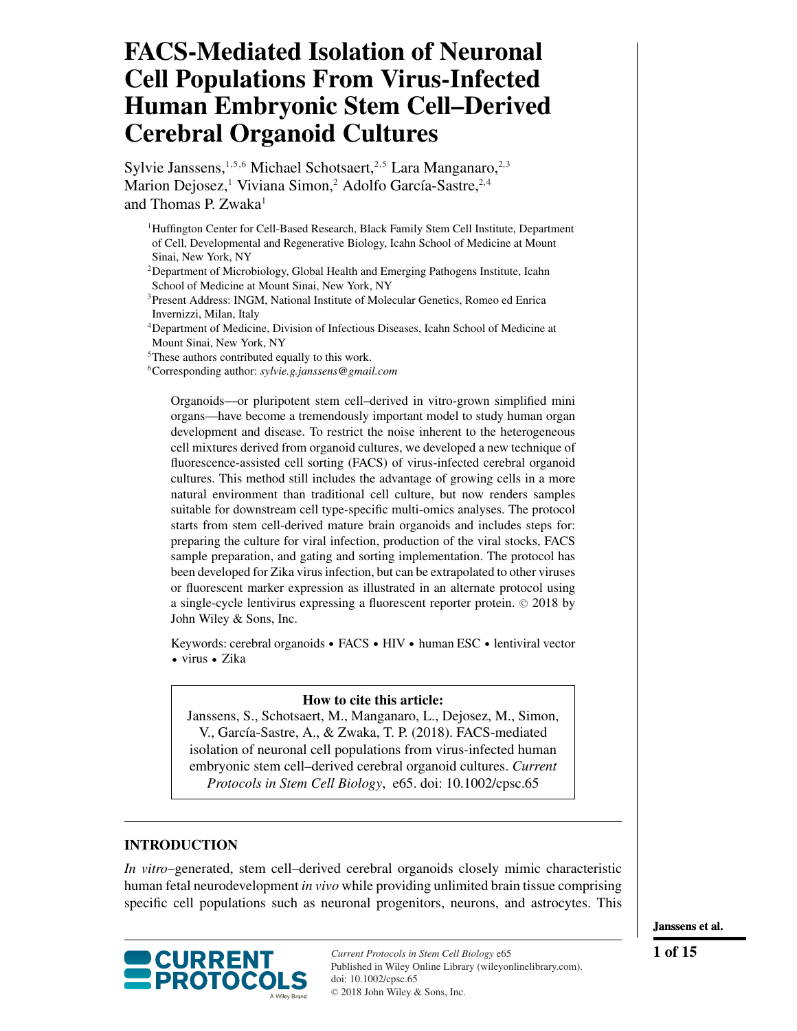# FACS-Mediated Isolation of Neuronal Cell Populations From Virus-Infected Human Embryonic Stem Cell–Derived Cerebral Organoid Cultures

Sylvie Janssens,[1,5,6] Michael Schotsaert,[2,5] Lara Manganaro,[2,3] Marion Dejosez,[1] Viviana Simon,[2] Adolfo García-Sastre,[2,4] and Thomas P. Zwaka[1]

[1] Huffington Center for Cell-Based Research, Black Family Stem Cell Institute, Department of Cell, Developmental and Regenerative Biology, Icahn School of Medicine at Mount Sinai, New York, NY

[2] Department of Microbiology, Global Health and Emerging Pathogens Institute, Icahn School of Medicine at Mount Sinai, New York, NY

[3] Present Address: INGM, National Institute of Molecular Genetics, Romeo ed Enrica Invernizzi, Milan, Italy

[4] Department of Medicine, Division of Infectious Diseases, Icahn School of Medicine at Mount Sinai, New York, NY

[5] These authors contributed equally to this work.

[6] Corresponding author: *sylvie.g.janssens@gmail.com*

Organoids—or pluripotent stem cell–derived in vitro-grown simplified mini organs—have become a tremendously important model to study human organ development and disease. To restrict the noise inherent to the heterogeneous cell mixtures derived from organoid cultures, we developed a new technique of fluorescence-assisted cell sorting (FACS) of virus-infected cerebral organoid cultures. This method still includes the advantage of growing cells in a more natural environment than traditional cell culture, but now renders samples suitable for downstream cell type-specific multi-omics analyses. The protocol starts from stem cell-derived mature brain organoids and includes steps for: preparing the culture for viral infection, production of the viral stocks, FACS sample preparation, and gating and sorting implementation. The protocol has been developed for Zika virus infection, but can be extrapolated to other viruses or fluorescent marker expression as illustrated in an alternate protocol using a single-cycle lentivirus expressing a fluorescent reporter protein. © 2018 by John Wiley & Sons, Inc.

Keywords: cerebral organoids • FACS • HIV • human ESC • lentiviral vector • virus • Zika

**How to cite this article:**
Janssens, S., Schotsaert, M., Manganaro, L., Dejosez, M., Simon, V., García-Sastre, A., & Zwaka, T. P. (2018). FACS-mediated isolation of neuronal cell populations from virus-infected human embryonic stem cell–derived cerebral organoid cultures. *Current Protocols in Stem Cell Biology*, e65. doi: 10.1002/cpsc.65

## INTRODUCTION

*In vitro*–generated, stem cell–derived cerebral organoids closely mimic characteristic human fetal neurodevelopment *in vivo* while providing unlimited brain tissue comprising specific cell populations such as neuronal progenitors, neurons, and astrocytes. This

*Current Protocols in Stem Cell Biology* e65
Published in Wiley Online Library (wileyonlinelibrary.com).
doi: 10.1002/cpsc.65
© 2018 John Wiley & Sons, Inc.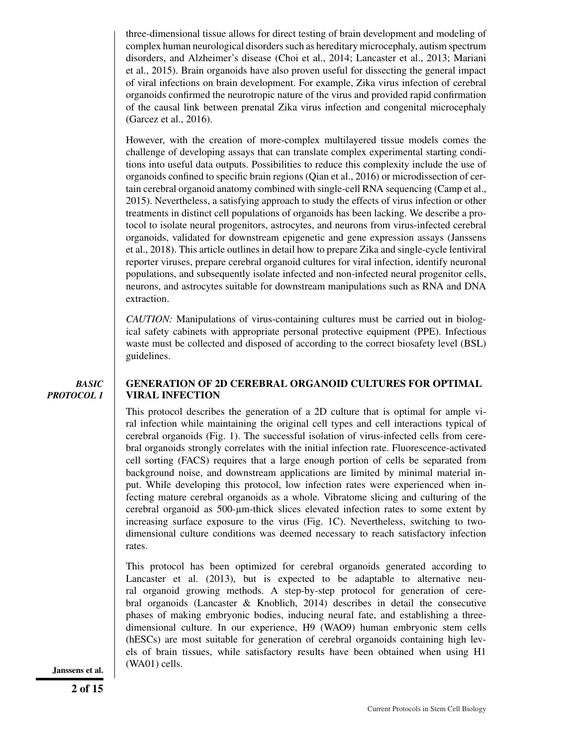three-dimensional tissue allows for direct testing of brain development and modeling of complex human neurological disorders such as hereditary microcephaly, autism spectrum disorders, and Alzheimer's disease (Choi et al., 2014; Lancaster et al., 2013; Mariani et al., 2015). Brain organoids have also proven useful for dissecting the general impact of viral infections on brain development. For example, Zika virus infection of cerebral organoids confirmed the neurotropic nature of the virus and provided rapid confirmation of the causal link between prenatal Zika virus infection and congenital microcephaly (Garcez et al., 2016).

However, with the creation of more-complex multilayered tissue models comes the challenge of developing assays that can translate complex experimental starting conditions into useful data outputs. Possibilities to reduce this complexity include the use of organoids confined to specific brain regions (Qian et al., 2016) or microdissection of certain cerebral organoid anatomy combined with single-cell RNA sequencing (Camp et al., 2015). Nevertheless, a satisfying approach to study the effects of virus infection or other treatments in distinct cell populations of organoids has been lacking. We describe a protocol to isolate neural progenitors, astrocytes, and neurons from virus-infected cerebral organoids, validated for downstream epigenetic and gene expression assays (Janssens et al., 2018). This article outlines in detail how to prepare Zika and single-cycle lentiviral reporter viruses, prepare cerebral organoid cultures for viral infection, identify neuronal populations, and subsequently isolate infected and non-infected neural progenitor cells, neurons, and astrocytes suitable for downstream manipulations such as RNA and DNA extraction.

*CAUTION:* Manipulations of virus-containing cultures must be carried out in biological safety cabinets with appropriate personal protective equipment (PPE). Infectious waste must be collected and disposed of according to the correct biosafety level (BSL) guidelines.

## *BASIC PROTOCOL 1*

## GENERATION OF 2D CEREBRAL ORGANOID CULTURES FOR OPTIMAL VIRAL INFECTION

This protocol describes the generation of a 2D culture that is optimal for ample viral infection while maintaining the original cell types and cell interactions typical of cerebral organoids (Fig. 1). The successful isolation of virus-infected cells from cerebral organoids strongly correlates with the initial infection rate. Fluorescence-activated cell sorting (FACS) requires that a large enough portion of cells be separated from background noise, and downstream applications are limited by minimal material input. While developing this protocol, low infection rates were experienced when infecting mature cerebral organoids as a whole. Vibratome slicing and culturing of the cerebral organoid as 500-μm-thick slices elevated infection rates to some extent by increasing surface exposure to the virus (Fig. 1C). Nevertheless, switching to two-dimensional culture conditions was deemed necessary to reach satisfactory infection rates.

This protocol has been optimized for cerebral organoids generated according to Lancaster et al. (2013), but is expected to be adaptable to alternative neural organoid growing methods. A step-by-step protocol for generation of cerebral organoids (Lancaster & Knoblich, 2014) describes in detail the consecutive phases of making embryonic bodies, inducing neural fate, and establishing a three-dimensional culture. In our experience, H9 (WAO9) human embryonic stem cells (hESCs) are most suitable for generation of cerebral organoids containing high levels of brain tissues, while satisfactory results have been obtained when using H1 (WA01) cells.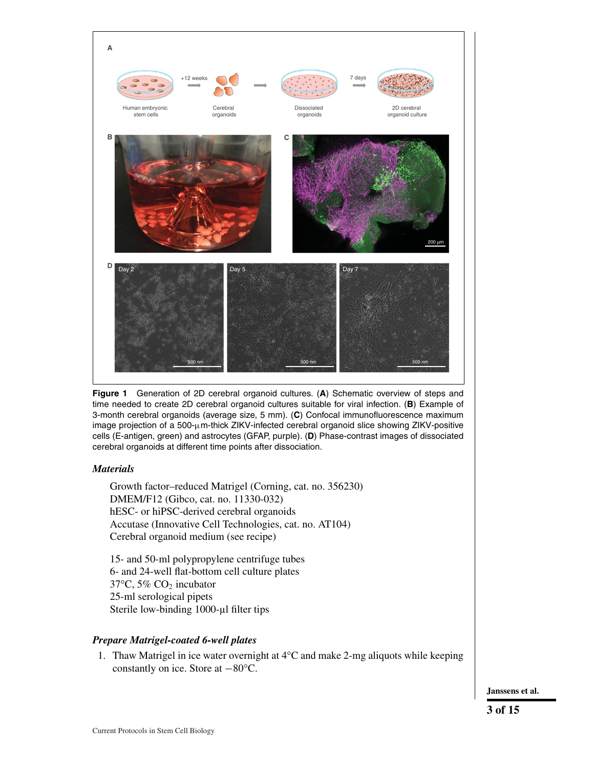**Figure 1** Generation of 2D cerebral organoid cultures. (**A**) Schematic overview of steps and time needed to create 2D cerebral organoid cultures suitable for viral infection. (**B**) Example of 3-month cerebral organoids (average size, 5 mm). (**C**) Confocal immunofluorescence maximum image projection of a 500-μm-thick ZIKV-infected cerebral organoid slice showing ZIKV-positive cells (E-antigen, green) and astrocytes (GFAP, purple). (**D**) Phase-contrast images of dissociated cerebral organoids at different time points after dissociation.

### *Materials*

Growth factor–reduced Matrigel (Corning, cat. no. 356230)
DMEM/F12 (Gibco, cat. no. 11330-032)
hESC- or hiPSC-derived cerebral organoids
Accutase (Innovative Cell Technologies, cat. no. AT104)
Cerebral organoid medium (see recipe)

15- and 50-ml polypropylene centrifuge tubes
6- and 24-well flat-bottom cell culture plates
37°C, 5% $CO_2$ incubator
25-ml serological pipets
Sterile low-binding 1000-μl filter tips

### *Prepare Matrigel-coated 6-well plates*

1. Thaw Matrigel in ice water overnight at 4°C and make 2-mg aliquots while keeping constantly on ice. Store at −80°C.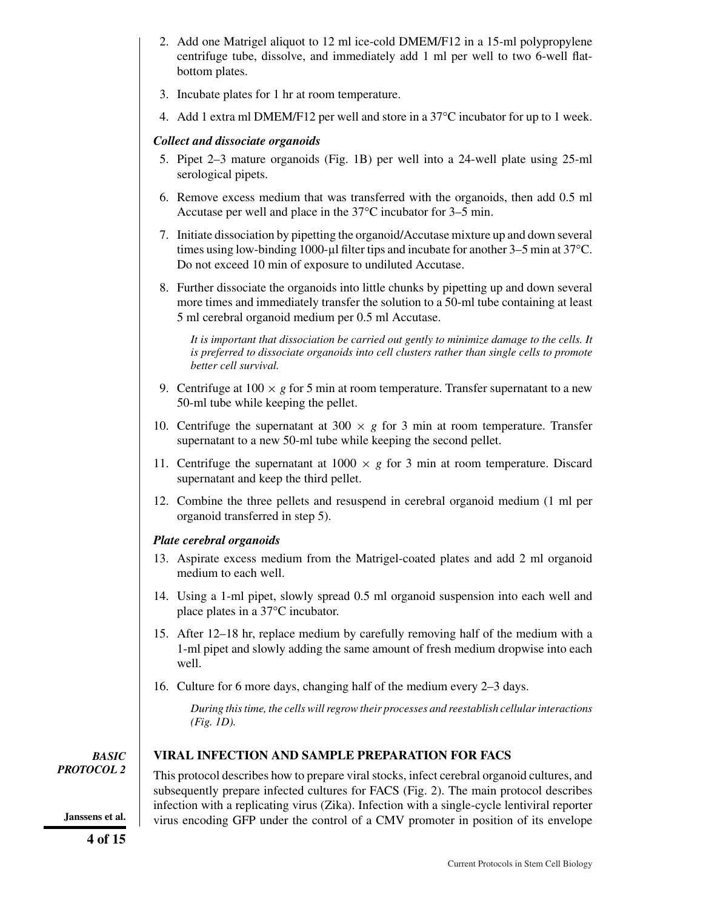2. Add one Matrigel aliquot to 12 ml ice-cold DMEM/F12 in a 15-ml polypropylene centrifuge tube, dissolve, and immediately add 1 ml per well to two 6-well flat-bottom plates.
3. Incubate plates for 1 hr at room temperature.
4. Add 1 extra ml DMEM/F12 per well and store in a 37°C incubator for up to 1 week.

***Collect and dissociate organoids***

5. Pipet 2–3 mature organoids (Fig. 1B) per well into a 24-well plate using 25-ml serological pipets.
6. Remove excess medium that was transferred with the organoids, then add 0.5 ml Accutase per well and place in the 37°C incubator for 3–5 min.
7. Initiate dissociation by pipetting the organoid/Accutase mixture up and down several times using low-binding 1000-µl filter tips and incubate for another 3–5 min at 37°C. Do not exceed 10 min of exposure to undiluted Accutase.
8. Further dissociate the organoids into little chunks by pipetting up and down several more times and immediately transfer the solution to a 50-ml tube containing at least 5 ml cerebral organoid medium per 0.5 ml Accutase.

   *It is important that dissociation be carried out gently to minimize damage to the cells. It is preferred to dissociate organoids into cell clusters rather than single cells to promote better cell survival.*

9. Centrifuge at $100 \times g$ for 5 min at room temperature. Transfer supernatant to a new 50-ml tube while keeping the pellet.
10. Centrifuge the supernatant at $300 \times g$ for 3 min at room temperature. Transfer supernatant to a new 50-ml tube while keeping the second pellet.
11. Centrifuge the supernatant at $1000 \times g$ for 3 min at room temperature. Discard supernatant and keep the third pellet.
12. Combine the three pellets and resuspend in cerebral organoid medium (1 ml per organoid transferred in step 5).

***Plate cerebral organoids***

13. Aspirate excess medium from the Matrigel-coated plates and add 2 ml organoid medium to each well.
14. Using a 1-ml pipet, slowly spread 0.5 ml organoid suspension into each well and place plates in a 37°C incubator.
15. After 12–18 hr, replace medium by carefully removing half of the medium with a 1-ml pipet and slowly adding the same amount of fresh medium dropwise into each well.
16. Culture for 6 more days, changing half of the medium every 2–3 days.

    *During this time, the cells will regrow their processes and reestablish cellular interactions (Fig. 1D).*

***BASIC PROTOCOL 2***

## VIRAL INFECTION AND SAMPLE PREPARATION FOR FACS

This protocol describes how to prepare viral stocks, infect cerebral organoid cultures, and subsequently prepare infected cultures for FACS (Fig. 2). The main protocol describes infection with a replicating virus (Zika). Infection with a single-cycle lentiviral reporter virus encoding GFP under the control of a CMV promoter in position of its envelope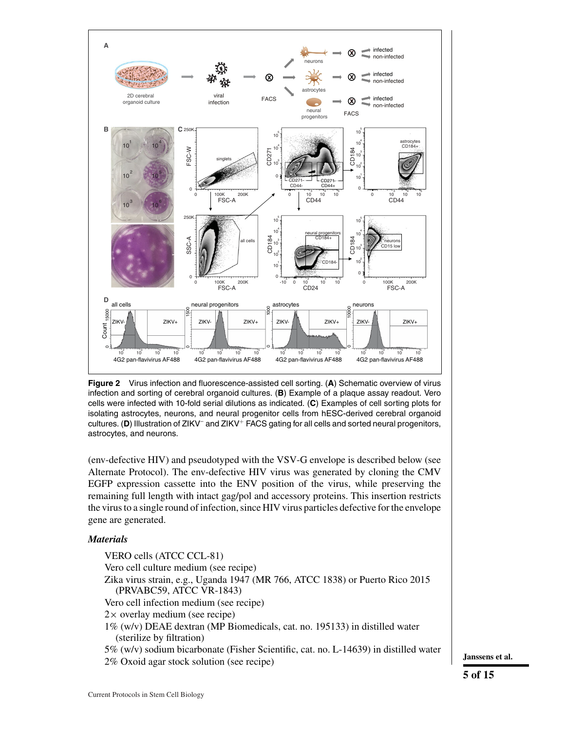**Figure 2** Virus infection and fluorescence-assisted cell sorting. (**A**) Schematic overview of virus infection and sorting of cerebral organoid cultures. (**B**) Example of a plaque assay readout. Vero cells were infected with 10-fold serial dilutions as indicated. (**C**) Examples of cell sorting plots for isolating astrocytes, neurons, and neural progenitor cells from hESC-derived cerebral organoid cultures. (**D**) Illustration of ZIKV$^-$ and ZIKV$^+$ FACS gating for all cells and sorted neural progenitors, astrocytes, and neurons.

(env-defective HIV) and pseudotyped with the VSV-G envelope is described below (see Alternate Protocol). The env-defective HIV virus was generated by cloning the CMV EGFP expression cassette into the ENV position of the virus, while preserving the remaining full length with intact gag/pol and accessory proteins. This insertion restricts the virus to a single round of infection, since HIV virus particles defective for the envelope gene are generated.

### *Materials*

- VERO cells (ATCC CCL-81)
- Vero cell culture medium (see recipe)
- Zika virus strain, e.g., Uganda 1947 (MR 766, ATCC 1838) or Puerto Rico 2015 (PRVABC59, ATCC VR-1843)
- Vero cell infection medium (see recipe)
- 2× overlay medium (see recipe)
- 1% (w/v) DEAE dextran (MP Biomedicals, cat. no. 195133) in distilled water (sterilize by filtration)
- 5% (w/v) sodium bicarbonate (Fisher Scientific, cat. no. L-14639) in distilled water
- 2% Oxoid agar stock solution (see recipe)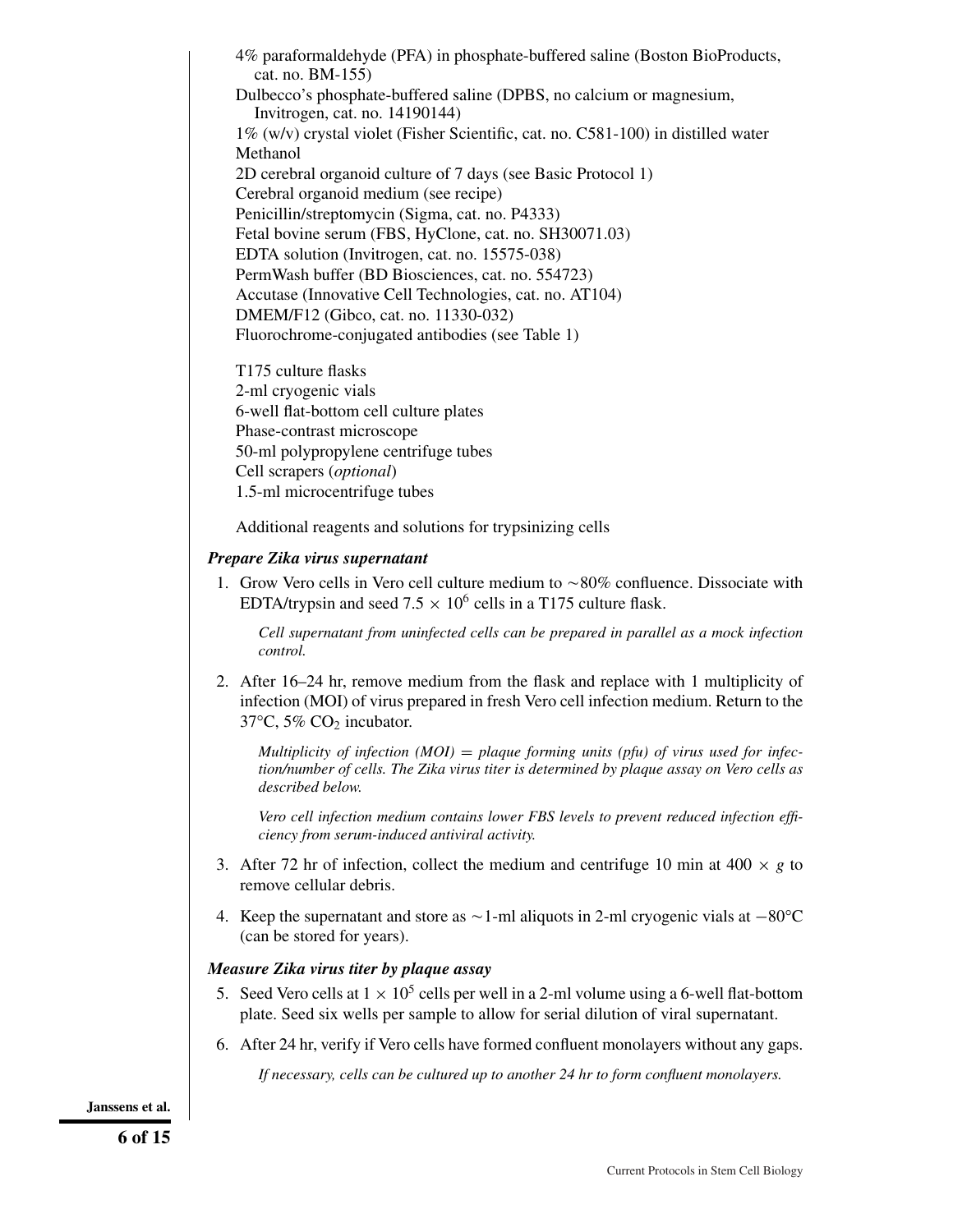4% paraformaldehyde (PFA) in phosphate-buffered saline (Boston BioProducts, cat. no. BM-155)
Dulbecco's phosphate-buffered saline (DPBS, no calcium or magnesium, Invitrogen, cat. no. 14190144)
1% (w/v) crystal violet (Fisher Scientific, cat. no. C581-100) in distilled water
Methanol
2D cerebral organoid culture of 7 days (see Basic Protocol 1)
Cerebral organoid medium (see recipe)
Penicillin/streptomycin (Sigma, cat. no. P4333)
Fetal bovine serum (FBS, HyClone, cat. no. SH30071.03)
EDTA solution (Invitrogen, cat. no. 15575-038)
PermWash buffer (BD Biosciences, cat. no. 554723)
Accutase (Innovative Cell Technologies, cat. no. AT104)
DMEM/F12 (Gibco, cat. no. 11330-032)
Fluorochrome-conjugated antibodies (see Table 1)

T175 culture flasks
2-ml cryogenic vials
6-well flat-bottom cell culture plates
Phase-contrast microscope
50-ml polypropylene centrifuge tubes
Cell scrapers (*optional*)
1.5-ml microcentrifuge tubes

Additional reagents and solutions for trypsinizing cells

***Prepare Zika virus supernatant***

1. Grow Vero cells in Vero cell culture medium to ~80% confluence. Dissociate with EDTA/trypsin and seed $7.5 \times 10^6$ cells in a T175 culture flask.

   *Cell supernatant from uninfected cells can be prepared in parallel as a mock infection control.*

2. After 16–24 hr, remove medium from the flask and replace with 1 multiplicity of infection (MOI) of virus prepared in fresh Vero cell infection medium. Return to the 37°C, 5% $CO_2$ incubator.

   *Multiplicity of infection (MOI) = plaque forming units (pfu) of virus used for infection/number of cells. The Zika virus titer is determined by plaque assay on Vero cells as described below.*

   *Vero cell infection medium contains lower FBS levels to prevent reduced infection efficiency from serum-induced antiviral activity.*

3. After 72 hr of infection, collect the medium and centrifuge 10 min at 400 × *g* to remove cellular debris.

4. Keep the supernatant and store as ~1-ml aliquots in 2-ml cryogenic vials at −80°C (can be stored for years).

***Measure Zika virus titer by plaque assay***

5. Seed Vero cells at $1 \times 10^5$ cells per well in a 2-ml volume using a 6-well flat-bottom plate. Seed six wells per sample to allow for serial dilution of viral supernatant.

6. After 24 hr, verify if Vero cells have formed confluent monolayers without any gaps.

   *If necessary, cells can be cultured up to another 24 hr to form confluent monolayers.*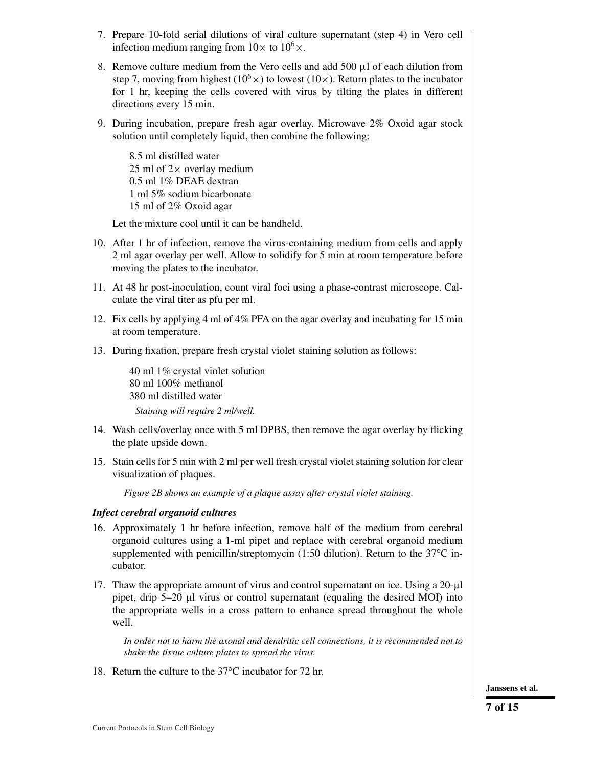7. Prepare 10-fold serial dilutions of viral culture supernatant (step 4) in Vero cell infection medium ranging from $10\times$ to $10^6\times$.

8. Remove culture medium from the Vero cells and add 500 µl of each dilution from step 7, moving from highest ($10^6\times$) to lowest ($10\times$). Return plates to the incubator for 1 hr, keeping the cells covered with virus by tilting the plates in different directions every 15 min.

9. During incubation, prepare fresh agar overlay. Microwave 2% Oxoid agar stock solution until completely liquid, then combine the following:

   8.5 ml distilled water
   25 ml of $2\times$ overlay medium
   0.5 ml 1% DEAE dextran
   1 ml 5% sodium bicarbonate
   15 ml of 2% Oxoid agar

   Let the mixture cool until it can be handheld.

10. After 1 hr of infection, remove the virus-containing medium from cells and apply 2 ml agar overlay per well. Allow to solidify for 5 min at room temperature before moving the plates to the incubator.

11. At 48 hr post-inoculation, count viral foci using a phase-contrast microscope. Calculate the viral titer as pfu per ml.

12. Fix cells by applying 4 ml of 4% PFA on the agar overlay and incubating for 15 min at room temperature.

13. During fixation, prepare fresh crystal violet staining solution as follows:

    40 ml 1% crystal violet solution
    80 ml 100% methanol
    380 ml distilled water

    *Staining will require 2 ml/well.*

14. Wash cells/overlay once with 5 ml DPBS, then remove the agar overlay by flicking the plate upside down.

15. Stain cells for 5 min with 2 ml per well fresh crystal violet staining solution for clear visualization of plaques.

    *Figure 2B shows an example of a plaque assay after crystal violet staining.*

### *Infect cerebral organoid cultures*

16. Approximately 1 hr before infection, remove half of the medium from cerebral organoid cultures using a 1-ml pipet and replace with cerebral organoid medium supplemented with penicillin/streptomycin (1:50 dilution). Return to the 37°C incubator.

17. Thaw the appropriate amount of virus and control supernatant on ice. Using a 20-µl pipet, drip 5–20 µl virus or control supernatant (equaling the desired MOI) into the appropriate wells in a cross pattern to enhance spread throughout the whole well.

    *In order not to harm the axonal and dendritic cell connections, it is recommended not to shake the tissue culture plates to spread the virus.*

18. Return the culture to the 37°C incubator for 72 hr.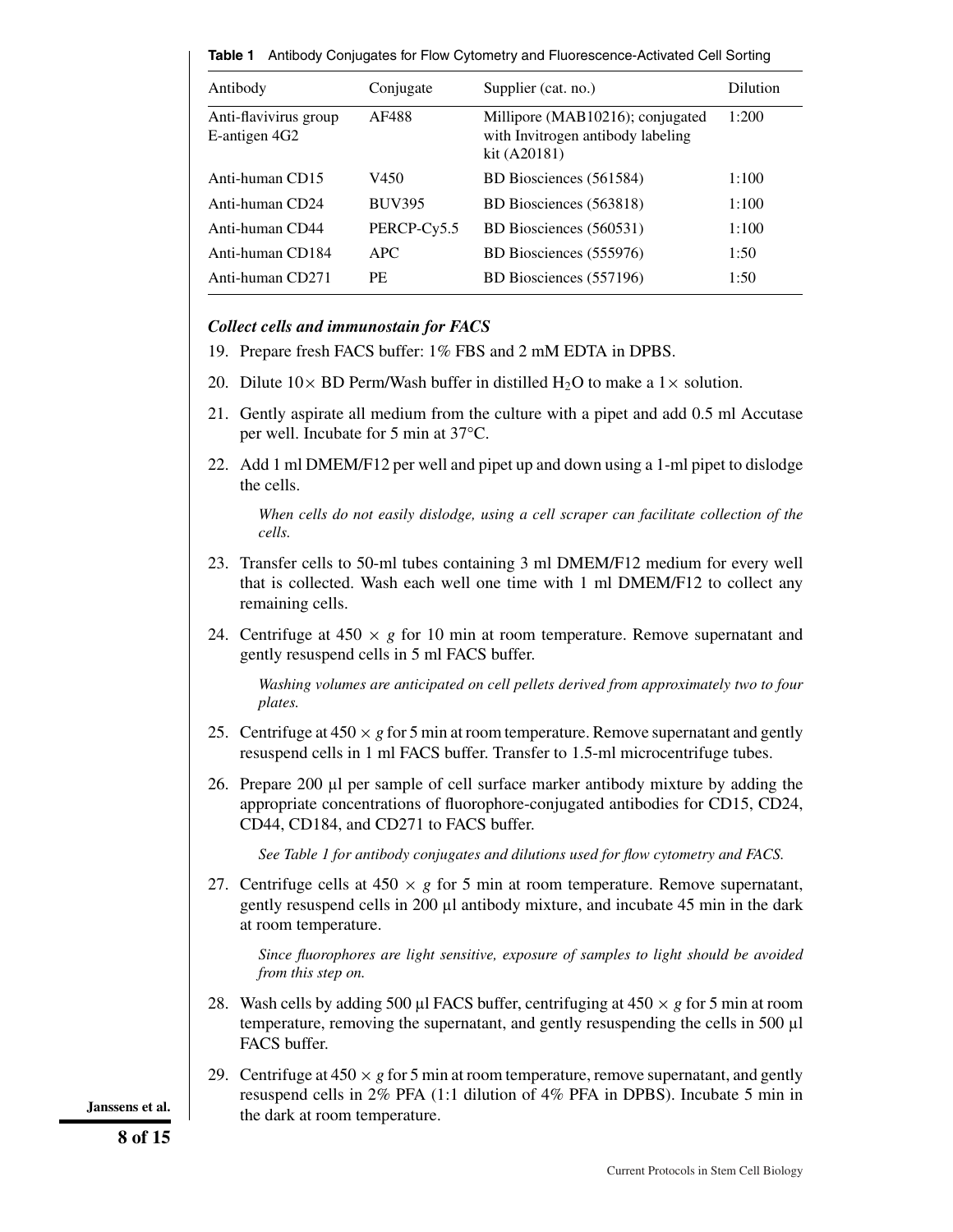**Table 1** Antibody Conjugates for Flow Cytometry and Fluorescence-Activated Cell Sorting

| Antibody | Conjugate | Supplier (cat. no.) | Dilution |
|---|---|---|---|
| Anti-flavivirus group E-antigen 4G2 | AF488 | Millipore (MAB10216); conjugated with Invitrogen antibody labeling kit (A20181) | 1:200 |
| Anti-human CD15 | V450 | BD Biosciences (561584) | 1:100 |
| Anti-human CD24 | BUV395 | BD Biosciences (563818) | 1:100 |
| Anti-human CD44 | PERCP-Cy5.5 | BD Biosciences (560531) | 1:100 |
| Anti-human CD184 | APC | BD Biosciences (555976) | 1:50 |
| Anti-human CD271 | PE | BD Biosciences (557196) | 1:50 |

### *Collect cells and immunostain for FACS*

19. Prepare fresh FACS buffer: 1% FBS and 2 mM EDTA in DPBS.

20. Dilute 10× BD Perm/Wash buffer in distilled $H_2O$ to make a 1× solution.

21. Gently aspirate all medium from the culture with a pipet and add 0.5 ml Accutase per well. Incubate for 5 min at 37°C.

22. Add 1 ml DMEM/F12 per well and pipet up and down using a 1-ml pipet to dislodge the cells.

    *When cells do not easily dislodge, using a cell scraper can facilitate collection of the cells.*

23. Transfer cells to 50-ml tubes containing 3 ml DMEM/F12 medium for every well that is collected. Wash each well one time with 1 ml DMEM/F12 to collect any remaining cells.

24. Centrifuge at 450 × *g* for 10 min at room temperature. Remove supernatant and gently resuspend cells in 5 ml FACS buffer.

    *Washing volumes are anticipated on cell pellets derived from approximately two to four plates.*

25. Centrifuge at 450 × *g* for 5 min at room temperature. Remove supernatant and gently resuspend cells in 1 ml FACS buffer. Transfer to 1.5-ml microcentrifuge tubes.

26. Prepare 200 µl per sample of cell surface marker antibody mixture by adding the appropriate concentrations of fluorophore-conjugated antibodies for CD15, CD24, CD44, CD184, and CD271 to FACS buffer.

    *See Table 1 for antibody conjugates and dilutions used for flow cytometry and FACS.*

27. Centrifuge cells at 450 × *g* for 5 min at room temperature. Remove supernatant, gently resuspend cells in 200 µl antibody mixture, and incubate 45 min in the dark at room temperature.

    *Since fluorophores are light sensitive, exposure of samples to light should be avoided from this step on.*

28. Wash cells by adding 500 µl FACS buffer, centrifuging at 450 × *g* for 5 min at room temperature, removing the supernatant, and gently resuspending the cells in 500 µl FACS buffer.

29. Centrifuge at 450 × *g* for 5 min at room temperature, remove supernatant, and gently resuspend cells in 2% PFA (1:1 dilution of 4% PFA in DPBS). Incubate 5 min in the dark at room temperature.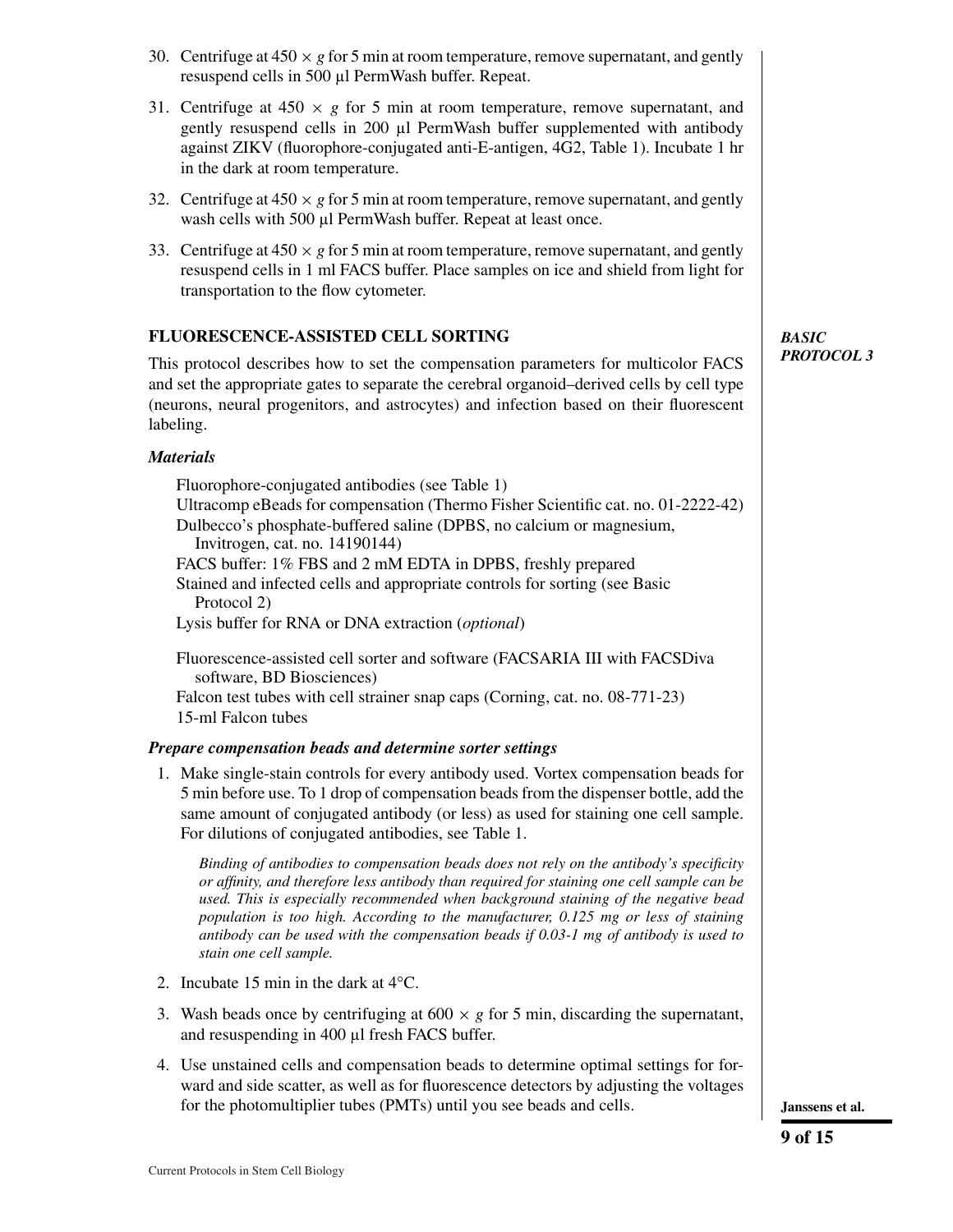30. Centrifuge at 450 × *g* for 5 min at room temperature, remove supernatant, and gently resuspend cells in 500 µl PermWash buffer. Repeat.

31. Centrifuge at 450 × *g* for 5 min at room temperature, remove supernatant, and gently resuspend cells in 200 µl PermWash buffer supplemented with antibody against ZIKV (fluorophore-conjugated anti-E-antigen, 4G2, Table 1). Incubate 1 hr in the dark at room temperature.

32. Centrifuge at 450 × *g* for 5 min at room temperature, remove supernatant, and gently wash cells with 500 µl PermWash buffer. Repeat at least once.

33. Centrifuge at 450 × *g* for 5 min at room temperature, remove supernatant, and gently resuspend cells in 1 ml FACS buffer. Place samples on ice and shield from light for transportation to the flow cytometer.

## FLUORESCENCE-ASSISTED CELL SORTING

*BASIC PROTOCOL 3*

This protocol describes how to set the compensation parameters for multicolor FACS and set the appropriate gates to separate the cerebral organoid–derived cells by cell type (neurons, neural progenitors, and astrocytes) and infection based on their fluorescent labeling.

### *Materials*

Fluorophore-conjugated antibodies (see Table 1)
Ultracomp eBeads for compensation (Thermo Fisher Scientific cat. no. 01-2222-42)
Dulbecco's phosphate-buffered saline (DPBS, no calcium or magnesium, Invitrogen, cat. no. 14190144)
FACS buffer: 1% FBS and 2 mM EDTA in DPBS, freshly prepared
Stained and infected cells and appropriate controls for sorting (see Basic Protocol 2)
Lysis buffer for RNA or DNA extraction (*optional*)

Fluorescence-assisted cell sorter and software (FACSARIA III with FACSDiva software, BD Biosciences)
Falcon test tubes with cell strainer snap caps (Corning, cat. no. 08-771-23)
15-ml Falcon tubes

### *Prepare compensation beads and determine sorter settings*

1. Make single-stain controls for every antibody used. Vortex compensation beads for 5 min before use. To 1 drop of compensation beads from the dispenser bottle, add the same amount of conjugated antibody (or less) as used for staining one cell sample. For dilutions of conjugated antibodies, see Table 1.

   *Binding of antibodies to compensation beads does not rely on the antibody's specificity or affinity, and therefore less antibody than required for staining one cell sample can be used. This is especially recommended when background staining of the negative bead population is too high. According to the manufacturer, 0.125 mg or less of staining antibody can be used with the compensation beads if 0.03-1 mg of antibody is used to stain one cell sample.*

2. Incubate 15 min in the dark at 4°C.

3. Wash beads once by centrifuging at 600 × *g* for 5 min, discarding the supernatant, and resuspending in 400 µl fresh FACS buffer.

4. Use unstained cells and compensation beads to determine optimal settings for forward and side scatter, as well as for fluorescence detectors by adjusting the voltages for the photomultiplier tubes (PMTs) until you see beads and cells.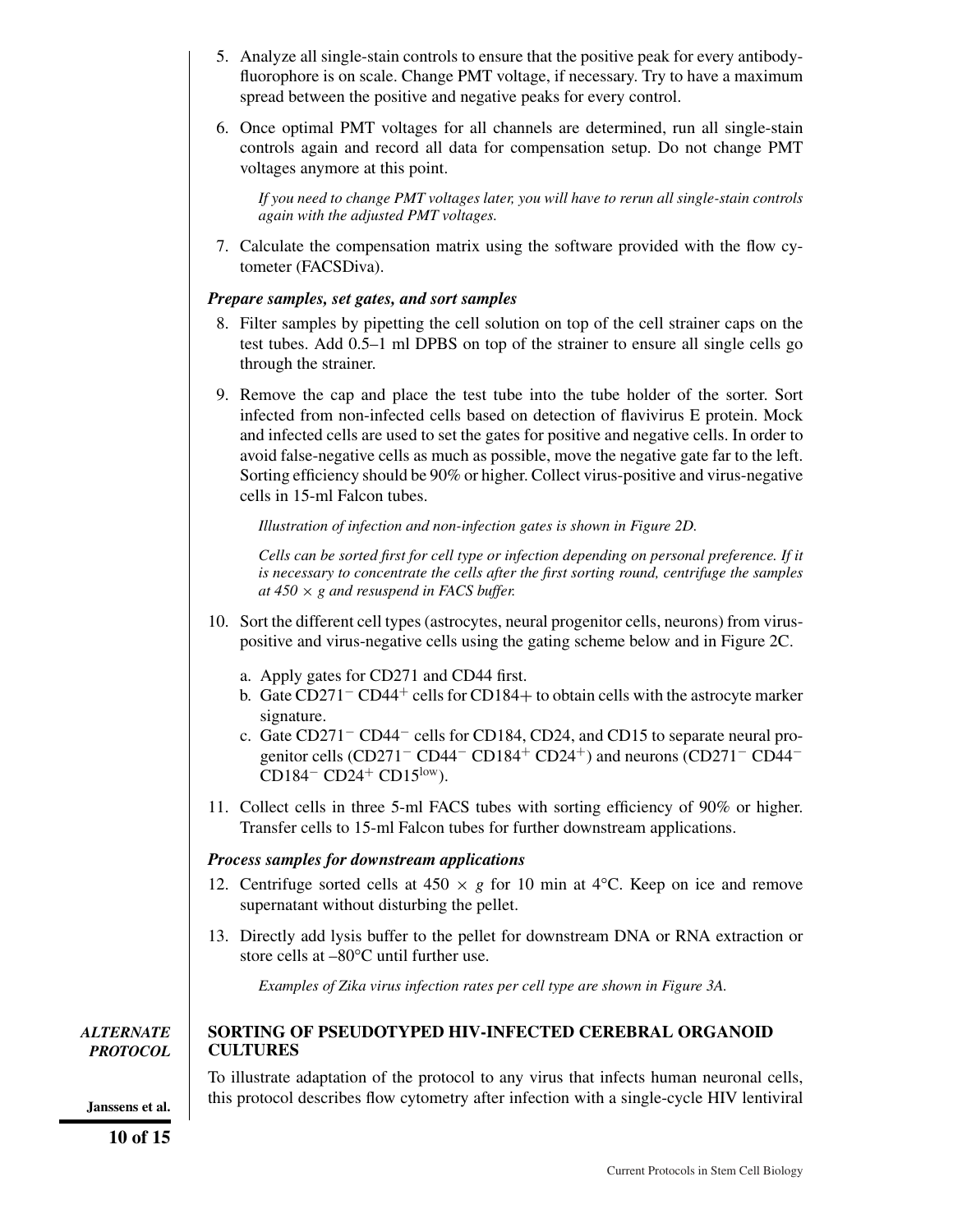5. Analyze all single-stain controls to ensure that the positive peak for every antibody-fluorophore is on scale. Change PMT voltage, if necessary. Try to have a maximum spread between the positive and negative peaks for every control.

6. Once optimal PMT voltages for all channels are determined, run all single-stain controls again and record all data for compensation setup. Do not change PMT voltages anymore at this point.

   *If you need to change PMT voltages later, you will have to rerun all single-stain controls again with the adjusted PMT voltages.*

7. Calculate the compensation matrix using the software provided with the flow cytometer (FACSDiva).

***Prepare samples, set gates, and sort samples***

8. Filter samples by pipetting the cell solution on top of the cell strainer caps on the test tubes. Add 0.5–1 ml DPBS on top of the strainer to ensure all single cells go through the strainer.

9. Remove the cap and place the test tube into the tube holder of the sorter. Sort infected from non-infected cells based on detection of flavivirus E protein. Mock and infected cells are used to set the gates for positive and negative cells. In order to avoid false-negative cells as much as possible, move the negative gate far to the left. Sorting efficiency should be 90% or higher. Collect virus-positive and virus-negative cells in 15-ml Falcon tubes.

   *Illustration of infection and non-infection gates is shown in Figure 2D.*

   *Cells can be sorted first for cell type or infection depending on personal preference. If it is necessary to concentrate the cells after the first sorting round, centrifuge the samples at 450 × g and resuspend in FACS buffer.*

10. Sort the different cell types (astrocytes, neural progenitor cells, neurons) from virus-positive and virus-negative cells using the gating scheme below and in Figure 2C.

    a. Apply gates for CD271 and CD44 first.

    b. Gate $CD271^{-}$ $CD44^{+}$ cells for CD184+ to obtain cells with the astrocyte marker signature.

    c. Gate $CD271^{-}$ $CD44^{-}$ cells for CD184, CD24, and CD15 to separate neural progenitor cells ($CD271^{-}$ $CD44^{-}$ $CD184^{+}$ $CD24^{+}$) and neurons ($CD271^{-}$ $CD44^{-}$ $CD184^{-}$ $CD24^{+}$ $CD15^{low}$).

11. Collect cells in three 5-ml FACS tubes with sorting efficiency of 90% or higher. Transfer cells to 15-ml Falcon tubes for further downstream applications.

***Process samples for downstream applications***

12. Centrifuge sorted cells at 450 × *g* for 10 min at 4°C. Keep on ice and remove supernatant without disturbing the pellet.

13. Directly add lysis buffer to the pellet for downstream DNA or RNA extraction or store cells at –80°C until further use.

    *Examples of Zika virus infection rates per cell type are shown in Figure 3A.*

## ALTERNATE PROTOCOL

## SORTING OF PSEUDOTYPED HIV-INFECTED CEREBRAL ORGANOID CULTURES

To illustrate adaptation of the protocol to any virus that infects human neuronal cells, this protocol describes flow cytometry after infection with a single-cycle HIV lentiviral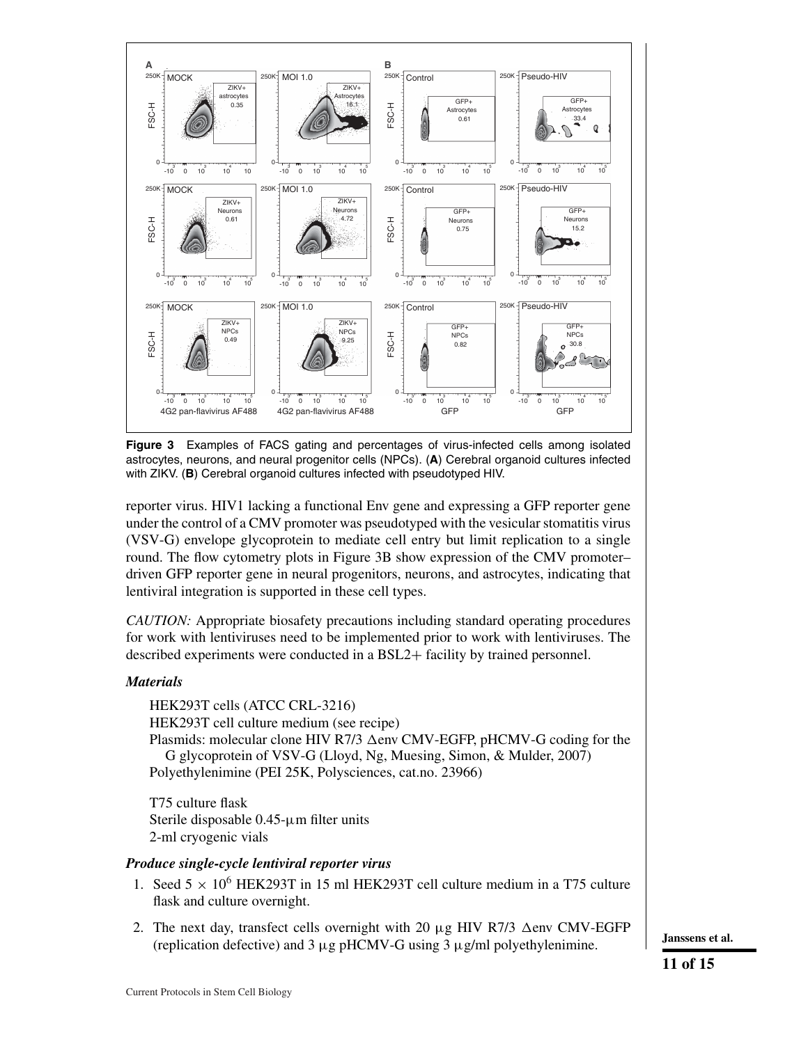**Figure 3** Examples of FACS gating and percentages of virus-infected cells among isolated astrocytes, neurons, and neural progenitor cells (NPCs). (**A**) Cerebral organoid cultures infected with ZIKV. (**B**) Cerebral organoid cultures infected with pseudotyped HIV.

reporter virus. HIV1 lacking a functional Env gene and expressing a GFP reporter gene under the control of a CMV promoter was pseudotyped with the vesicular stomatitis virus (VSV-G) envelope glycoprotein to mediate cell entry but limit replication to a single round. The flow cytometry plots in Figure 3B show expression of the CMV promoter–driven GFP reporter gene in neural progenitors, neurons, and astrocytes, indicating that lentiviral integration is supported in these cell types.

*CAUTION:* Appropriate biosafety precautions including standard operating procedures for work with lentiviruses need to be implemented prior to work with lentiviruses. The described experiments were conducted in a BSL2+ facility by trained personnel.

### *Materials*

HEK293T cells (ATCC CRL-3216)
HEK293T cell culture medium (see recipe)
Plasmids: molecular clone HIV R7/3 Δenv CMV-EGFP, pHCMV-G coding for the G glycoprotein of VSV-G (Lloyd, Ng, Muesing, Simon, & Mulder, 2007)
Polyethylenimine (PEI 25K, Polysciences, cat.no. 23966)

T75 culture flask
Sterile disposable 0.45-μm filter units
2-ml cryogenic vials

### *Produce single-cycle lentiviral reporter virus*

1. Seed $5 \times 10^6$ HEK293T in 15 ml HEK293T cell culture medium in a T75 culture flask and culture overnight.
2. The next day, transfect cells overnight with 20 μg HIV R7/3 Δenv CMV-EGFP (replication defective) and 3 μg pHCMV-G using 3 μg/ml polyethylenimine.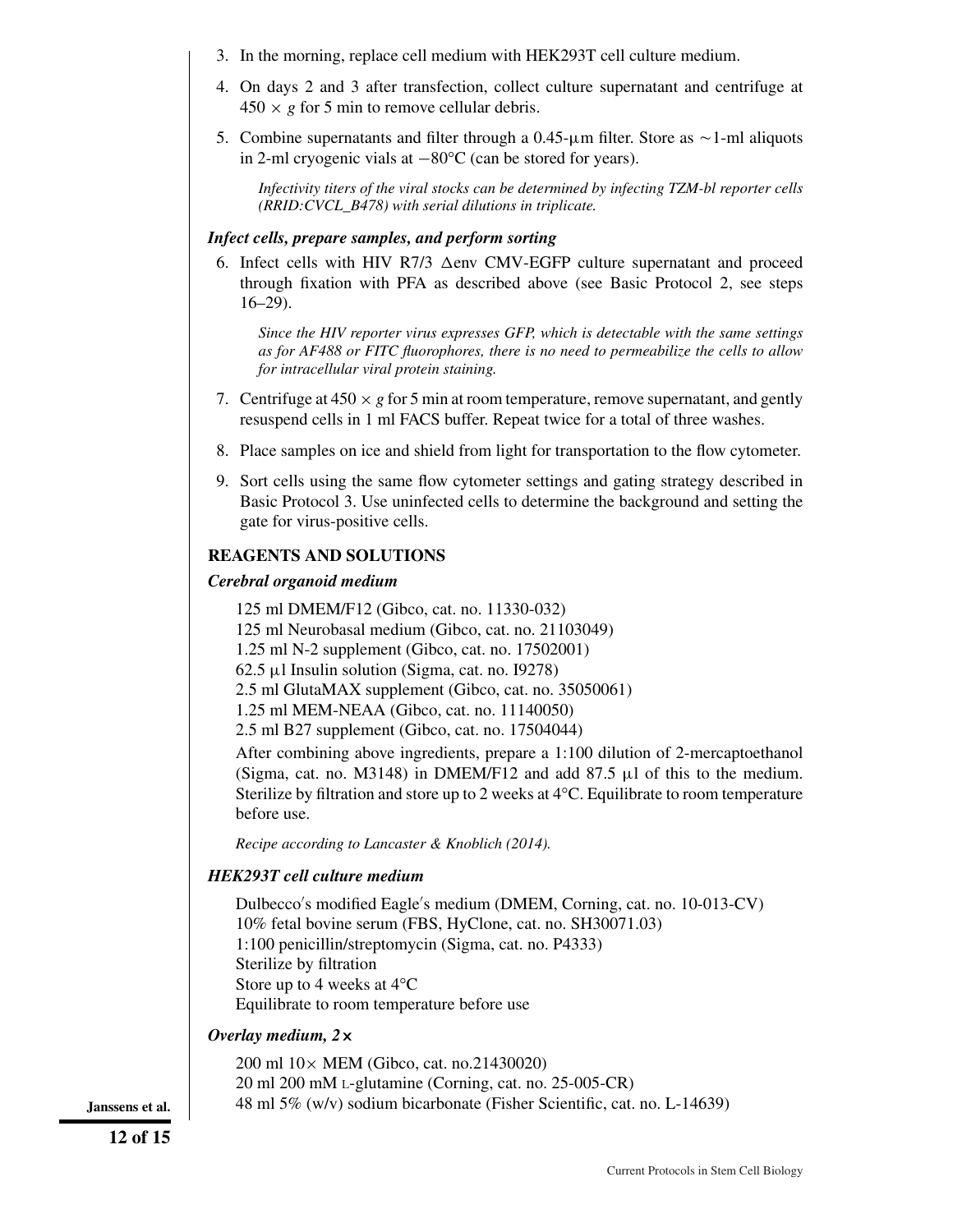3. In the morning, replace cell medium with HEK293T cell culture medium.

4. On days 2 and 3 after transfection, collect culture supernatant and centrifuge at $450 \times g$ for 5 min to remove cellular debris.

5. Combine supernatants and filter through a 0.45-µm filter. Store as ~1-ml aliquots in 2-ml cryogenic vials at −80°C (can be stored for years).

   *Infectivity titers of the viral stocks can be determined by infecting TZM-bl reporter cells (RRID:CVCL_B478) with serial dilutions in triplicate.*

### *Infect cells, prepare samples, and perform sorting*

6. Infect cells with HIV R7/3 Δenv CMV-EGFP culture supernatant and proceed through fixation with PFA as described above (see Basic Protocol 2, see steps 16–29).

   *Since the HIV reporter virus expresses GFP, which is detectable with the same settings as for AF488 or FITC fluorophores, there is no need to permeabilize the cells to allow for intracellular viral protein staining.*

7. Centrifuge at $450 \times g$ for 5 min at room temperature, remove supernatant, and gently resuspend cells in 1 ml FACS buffer. Repeat twice for a total of three washes.

8. Place samples on ice and shield from light for transportation to the flow cytometer.

9. Sort cells using the same flow cytometer settings and gating strategy described in Basic Protocol 3. Use uninfected cells to determine the background and setting the gate for virus-positive cells.

## REAGENTS AND SOLUTIONS

### *Cerebral organoid medium*

125 ml DMEM/F12 (Gibco, cat. no. 11330-032)
125 ml Neurobasal medium (Gibco, cat. no. 21103049)
1.25 ml N-2 supplement (Gibco, cat. no. 17502001)
62.5 µl Insulin solution (Sigma, cat. no. I9278)
2.5 ml GlutaMAX supplement (Gibco, cat. no. 35050061)
1.25 ml MEM-NEAA (Gibco, cat. no. 11140050)
2.5 ml B27 supplement (Gibco, cat. no. 17504044)

After combining above ingredients, prepare a 1:100 dilution of 2-mercaptoethanol (Sigma, cat. no. M3148) in DMEM/F12 and add 87.5 µl of this to the medium. Sterilize by filtration and store up to 2 weeks at 4°C. Equilibrate to room temperature before use.

*Recipe according to Lancaster & Knoblich (2014).*

### *HEK293T cell culture medium*

Dulbecco′s modified Eagle′s medium (DMEM, Corning, cat. no. 10-013-CV)
10% fetal bovine serum (FBS, HyClone, cat. no. SH30071.03)
1:100 penicillin/streptomycin (Sigma, cat. no. P4333)
Sterilize by filtration
Store up to 4 weeks at 4°C
Equilibrate to room temperature before use

### *Overlay medium, 2×*

200 ml 10× MEM (Gibco, cat. no.21430020)
20 ml 200 mM L-glutamine (Corning, cat. no. 25-005-CR)
48 ml 5% (w/v) sodium bicarbonate (Fisher Scientific, cat. no. L-14639)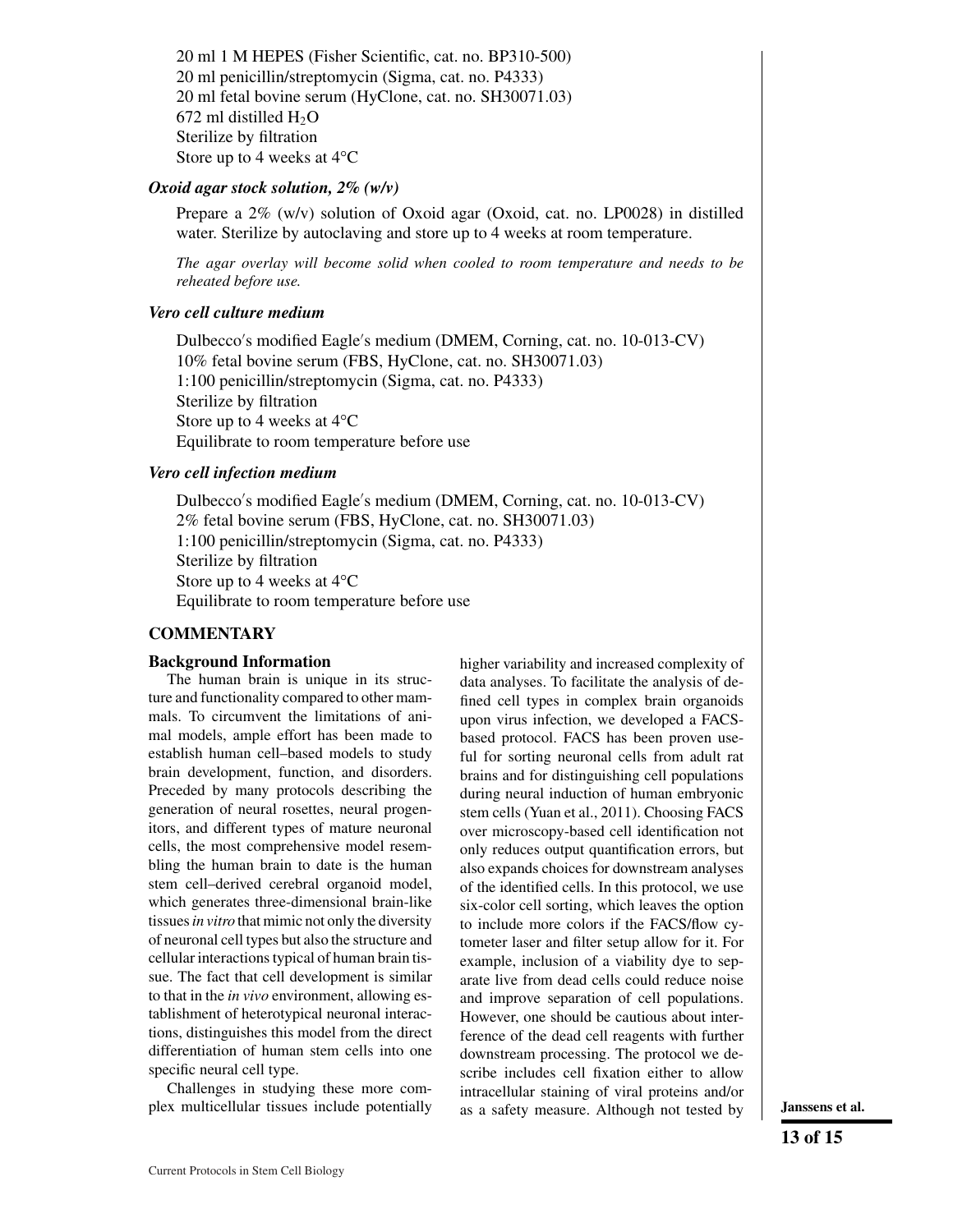20 ml 1 M HEPES (Fisher Scientific, cat. no. BP310-500)
20 ml penicillin/streptomycin (Sigma, cat. no. P4333)
20 ml fetal bovine serum (HyClone, cat. no. SH30071.03)
672 ml distilled $H_2O$
Sterilize by filtration
Store up to 4 weeks at 4°C

### *Oxoid agar stock solution, 2% (w/v)*

Prepare a 2% (w/v) solution of Oxoid agar (Oxoid, cat. no. LP0028) in distilled water. Sterilize by autoclaving and store up to 4 weeks at room temperature.

*The agar overlay will become solid when cooled to room temperature and needs to be reheated before use.*

### *Vero cell culture medium*

Dulbecco′s modified Eagle′s medium (DMEM, Corning, cat. no. 10-013-CV)
10% fetal bovine serum (FBS, HyClone, cat. no. SH30071.03)
1:100 penicillin/streptomycin (Sigma, cat. no. P4333)
Sterilize by filtration
Store up to 4 weeks at 4°C
Equilibrate to room temperature before use

### *Vero cell infection medium*

Dulbecco′s modified Eagle′s medium (DMEM, Corning, cat. no. 10-013-CV)
2% fetal bovine serum (FBS, HyClone, cat. no. SH30071.03)
1:100 penicillin/streptomycin (Sigma, cat. no. P4333)
Sterilize by filtration
Store up to 4 weeks at 4°C
Equilibrate to room temperature before use

## COMMENTARY

### Background Information

The human brain is unique in its structure and functionality compared to other mammals. To circumvent the limitations of animal models, ample effort has been made to establish human cell–based models to study brain development, function, and disorders. Preceded by many protocols describing the generation of neural rosettes, neural progenitors, and different types of mature neuronal cells, the most comprehensive model resembling the human brain to date is the human stem cell–derived cerebral organoid model, which generates three-dimensional brain-like tissues *in vitro* that mimic not only the diversity of neuronal cell types but also the structure and cellular interactions typical of human brain tissue. The fact that cell development is similar to that in the *in vivo* environment, allowing establishment of heterotypical neuronal interactions, distinguishes this model from the direct differentiation of human stem cells into one specific neural cell type.

Challenges in studying these more complex multicellular tissues include potentially higher variability and increased complexity of data analyses. To facilitate the analysis of defined cell types in complex brain organoids upon virus infection, we developed a FACS-based protocol. FACS has been proven useful for sorting neuronal cells from adult rat brains and for distinguishing cell populations during neural induction of human embryonic stem cells (Yuan et al., 2011). Choosing FACS over microscopy-based cell identification not only reduces output quantification errors, but also expands choices for downstream analyses of the identified cells. In this protocol, we use six-color cell sorting, which leaves the option to include more colors if the FACS/flow cytometer laser and filter setup allow for it. For example, inclusion of a viability dye to separate live from dead cells could reduce noise and improve separation of cell populations. However, one should be cautious about interference of the dead cell reagents with further downstream processing. The protocol we describe includes cell fixation either to allow intracellular staining of viral proteins and/or as a safety measure. Although not tested by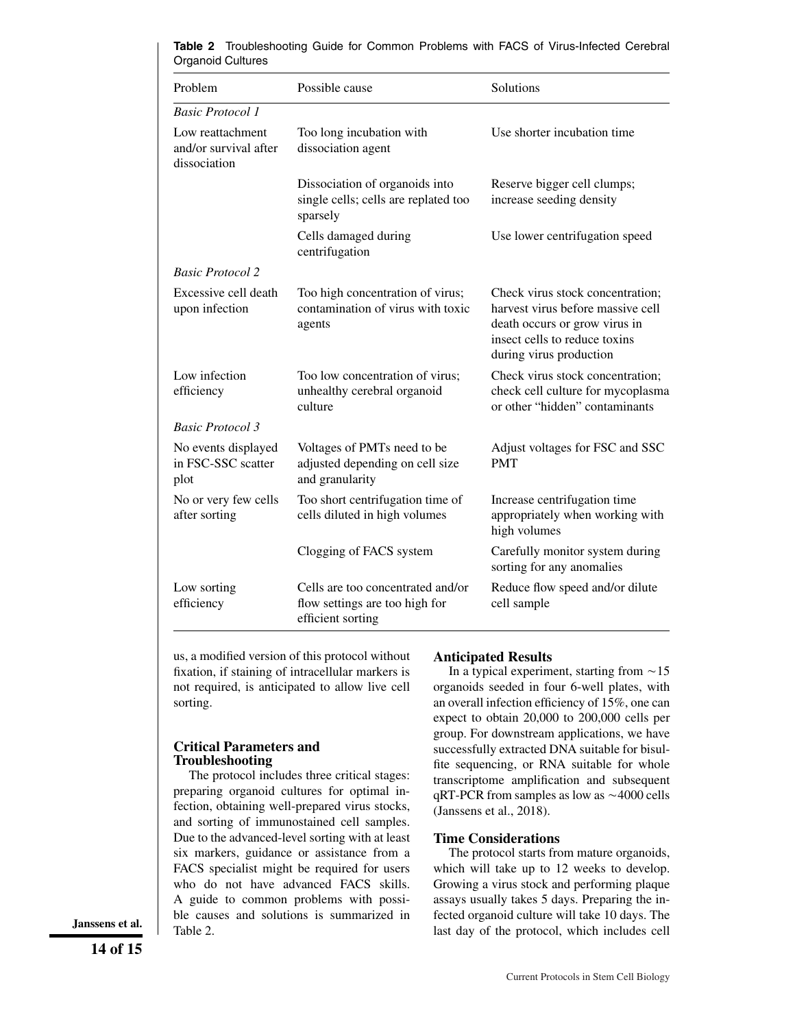**Table 2** Troubleshooting Guide for Common Problems with FACS of Virus-Infected Cerebral Organoid Cultures

| Problem | Possible cause | Solutions |
|---|---|---|
| *Basic Protocol 1* | | |
| Low reattachment and/or survival after dissociation | Too long incubation with dissociation agent | Use shorter incubation time |
| | Dissociation of organoids into single cells; cells are replated too sparsely | Reserve bigger cell clumps; increase seeding density |
| | Cells damaged during centrifugation | Use lower centrifugation speed |
| *Basic Protocol 2* | | |
| Excessive cell death upon infection | Too high concentration of virus; contamination of virus with toxic agents | Check virus stock concentration; harvest virus before massive cell death occurs or grow virus in insect cells to reduce toxins during virus production |
| Low infection efficiency | Too low concentration of virus; unhealthy cerebral organoid culture | Check virus stock concentration; check cell culture for mycoplasma or other "hidden" contaminants |
| *Basic Protocol 3* | | |
| No events displayed in FSC-SSC scatter plot | Voltages of PMTs need to be adjusted depending on cell size and granularity | Adjust voltages for FSC and SSC PMT |
| No or very few cells after sorting | Too short centrifugation time of cells diluted in high volumes | Increase centrifugation time appropriately when working with high volumes |
| | Clogging of FACS system | Carefully monitor system during sorting for any anomalies |
| Low sorting efficiency | Cells are too concentrated and/or flow settings are too high for efficient sorting | Reduce flow speed and/or dilute cell sample |

us, a modified version of this protocol without fixation, if staining of intracellular markers is not required, is anticipated to allow live cell sorting.

## Critical Parameters and Troubleshooting

The protocol includes three critical stages: preparing organoid cultures for optimal infection, obtaining well-prepared virus stocks, and sorting of immunostained cell samples. Due to the advanced-level sorting with at least six markers, guidance or assistance from a FACS specialist might be required for users who do not have advanced FACS skills. A guide to common problems with possible causes and solutions is summarized in Table 2.

## Anticipated Results

In a typical experiment, starting from ~15 organoids seeded in four 6-well plates, with an overall infection efficiency of 15%, one can expect to obtain 20,000 to 200,000 cells per group. For downstream applications, we have successfully extracted DNA suitable for bisulfite sequencing, or RNA suitable for whole transcriptome amplification and subsequent qRT-PCR from samples as low as ~4000 cells (Janssens et al., 2018).

## Time Considerations

The protocol starts from mature organoids, which will take up to 12 weeks to develop. Growing a virus stock and performing plaque assays usually takes 5 days. Preparing the infected organoid culture will take 10 days. The last day of the protocol, which includes cell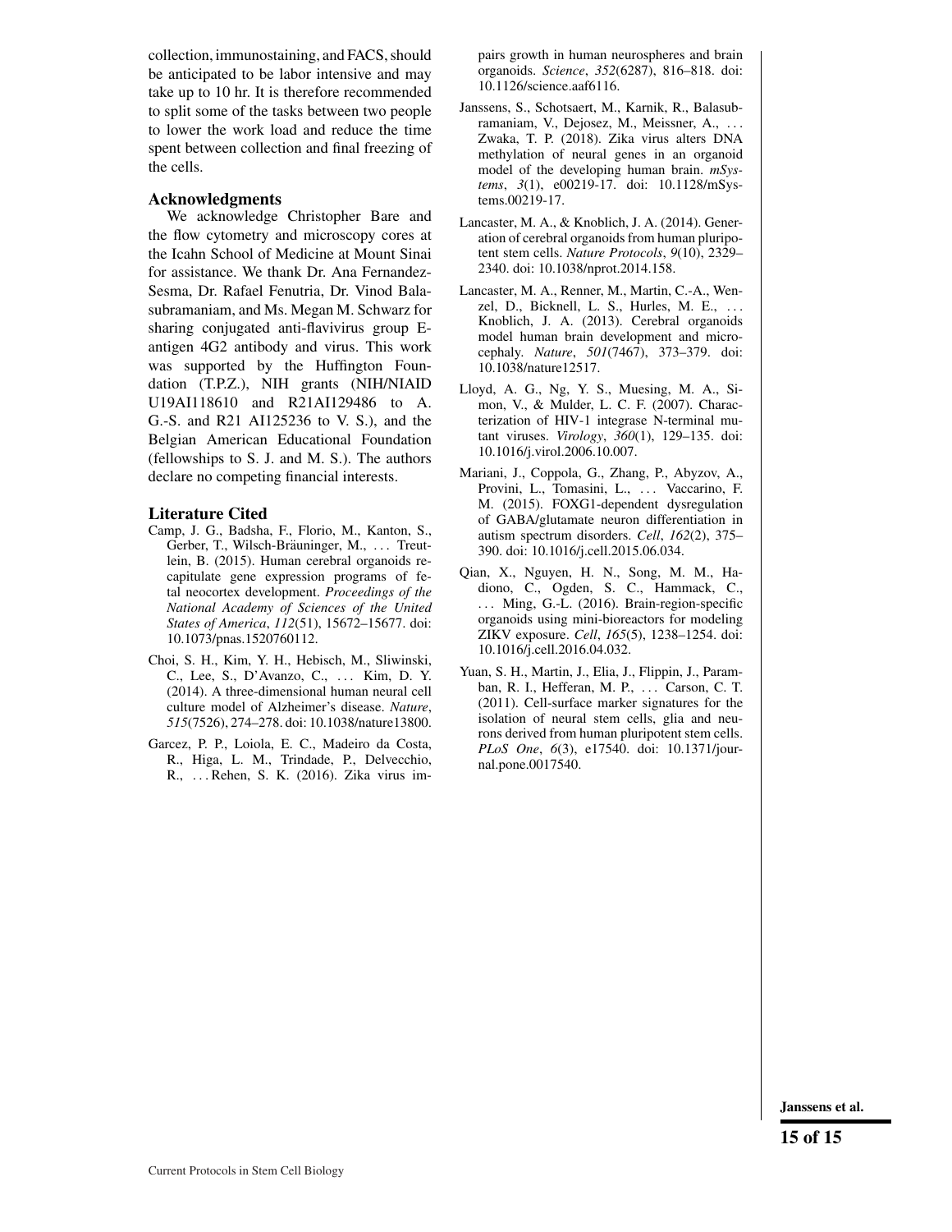collection, immunostaining, and FACS, should be anticipated to be labor intensive and may take up to 10 hr. It is therefore recommended to split some of the tasks between two people to lower the work load and reduce the time spent between collection and final freezing of the cells.

### Acknowledgments

We acknowledge Christopher Bare and the flow cytometry and microscopy cores at the Icahn School of Medicine at Mount Sinai for assistance. We thank Dr. Ana Fernandez-Sesma, Dr. Rafael Fenutria, Dr. Vinod Balasubramaniam, and Ms. Megan M. Schwarz for sharing conjugated anti-flavivirus group E-antigen 4G2 antibody and virus. This work was supported by the Huffington Foundation (T.P.Z.), NIH grants (NIH/NIAID U19AI118610 and R21AI129486 to A. G.-S. and R21 AI125236 to V. S.), and the Belgian American Educational Foundation (fellowships to S. J. and M. S.). The authors declare no competing financial interests.

### Literature Cited

Camp, J. G., Badsha, F., Florio, M., Kanton, S., Gerber, T., Wilsch-Bräuninger, M., ... Treutlein, B. (2015). Human cerebral organoids recapitulate gene expression programs of fetal neocortex development. *Proceedings of the National Academy of Sciences of the United States of America*, *112*(51), 15672–15677. doi: 10.1073/pnas.1520760112.

Choi, S. H., Kim, Y. H., Hebisch, M., Sliwinski, C., Lee, S., D'Avanzo, C., ... Kim, D. Y. (2014). A three-dimensional human neural cell culture model of Alzheimer's disease. *Nature*, *515*(7526), 274–278. doi: 10.1038/nature13800.

Garcez, P. P., Loiola, E. C., Madeiro da Costa, R., Higa, L. M., Trindade, P., Delvecchio, R., ... Rehen, S. K. (2016). Zika virus impairs growth in human neurospheres and brain organoids. *Science*, *352*(6287), 816–818. doi: 10.1126/science.aaf6116.

Janssens, S., Schotsaert, M., Karnik, R., Balasubramaniam, V., Dejosez, M., Meissner, A., ... Zwaka, T. P. (2018). Zika virus alters DNA methylation of neural genes in an organoid model of the developing human brain. *mSystems*, *3*(1), e00219-17. doi: 10.1128/mSystems.00219-17.

Lancaster, M. A., & Knoblich, J. A. (2014). Generation of cerebral organoids from human pluripotent stem cells. *Nature Protocols*, *9*(10), 2329–2340. doi: 10.1038/nprot.2014.158.

Lancaster, M. A., Renner, M., Martin, C.-A., Wenzel, D., Bicknell, L. S., Hurles, M. E., ... Knoblich, J. A. (2013). Cerebral organoids model human brain development and microcephaly. *Nature*, *501*(7467), 373–379. doi: 10.1038/nature12517.

Lloyd, A. G., Ng, Y. S., Muesing, M. A., Simon, V., & Mulder, L. C. F. (2007). Characterization of HIV-1 integrase N-terminal mutant viruses. *Virology*, *360*(1), 129–135. doi: 10.1016/j.virol.2006.10.007.

Mariani, J., Coppola, G., Zhang, P., Abyzov, A., Provini, L., Tomasini, L., ... Vaccarino, F. M. (2015). FOXG1-dependent dysregulation of GABA/glutamate neuron differentiation in autism spectrum disorders. *Cell*, *162*(2), 375–390. doi: 10.1016/j.cell.2015.06.034.

Qian, X., Nguyen, H. N., Song, M. M., Hadiono, C., Ogden, S. C., Hammack, C., ... Ming, G.-L. (2016). Brain-region-specific organoids using mini-bioreactors for modeling ZIKV exposure. *Cell*, *165*(5), 1238–1254. doi: 10.1016/j.cell.2016.04.032.

Yuan, S. H., Martin, J., Elia, J., Flippin, J., Paramban, R. I., Hefferan, M. P., ... Carson, C. T. (2011). Cell-surface marker signatures for the isolation of neural stem cells, glia and neurons derived from human pluripotent stem cells. *PLoS One*, *6*(3), e17540. doi: 10.1371/journal.pone.0017540.